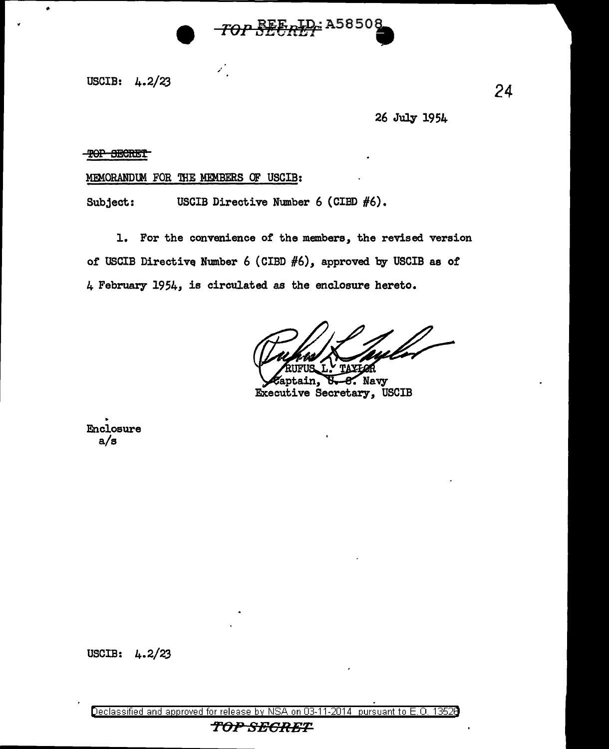USCIB: 4.2/23

26 July 1954

~~TOP SECRET~~

MEMORANDUM FOR THE MEMBERS OF USCIB:

Subject: USCIB Directive Number 6 (CIBD #6).

1. For the convenience of the members, the revised version of USCIB Directive Number 6 (CIBD #6), approved by USCIB as of 4 February 1954, is circulated as the enclosure hereto.

RUFUS L. TAYLOR
Captain, U. S. Navy
Executive Secretary, USCIB

Enclosure
a/s

USCIB: 4.2/23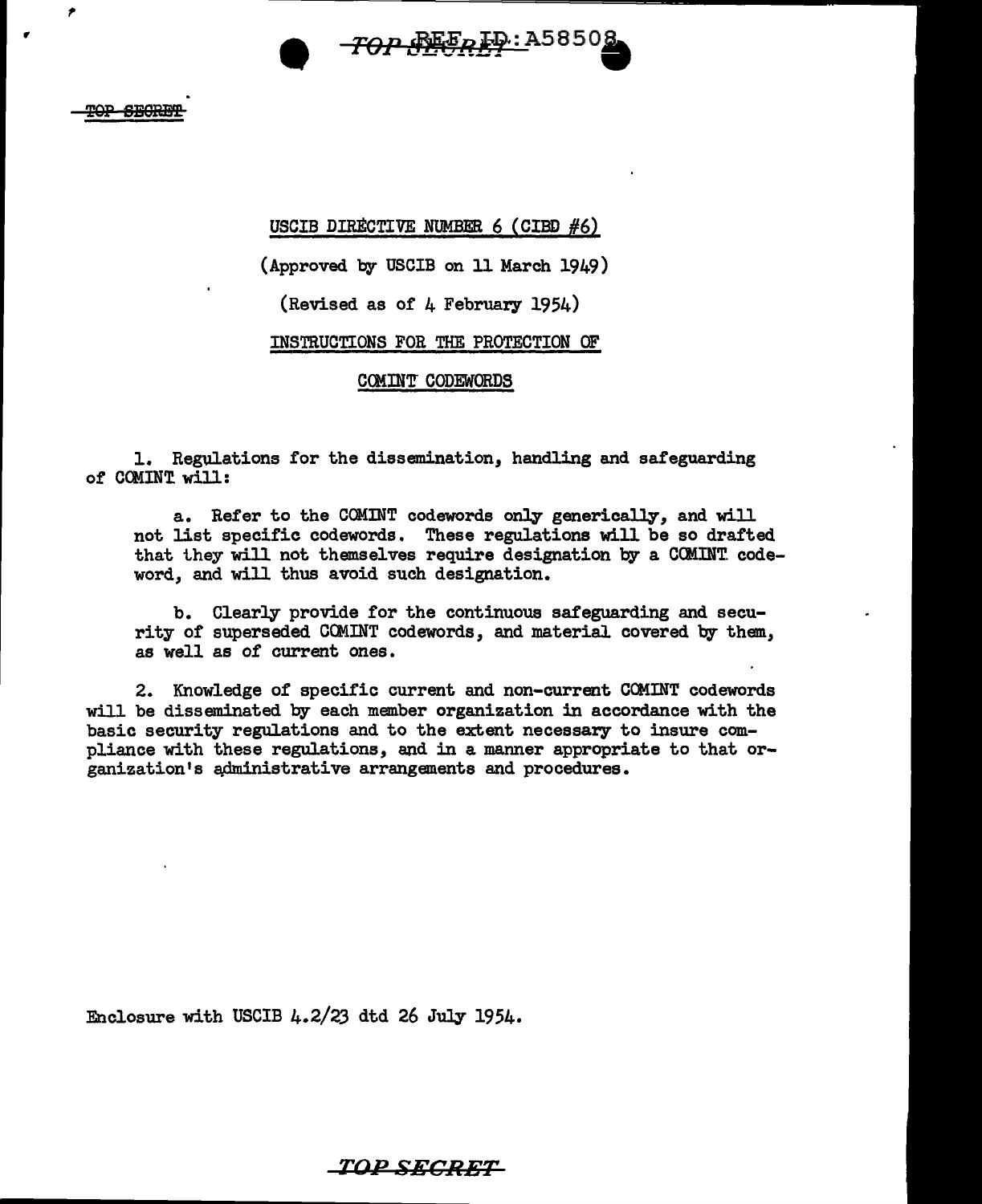TOP SECRET

USCIB DIRECTIVE NUMBER 6 (CIBD #6)

(Approved by USCIB on 11 March 1949)

(Revised as of 4 February 1954)

INSTRUCTIONS FOR THE PROTECTION OF

COMINT CODEWORDS

1. Regulations for the dissemination, handling and safeguarding of COMINT will:

a. Refer to the COMINT codewords only generically, and will not list specific codewords. These regulations will be so drafted that they will not themselves require designation by a COMINT codeword, and will thus avoid such designation.

b. Clearly provide for the continuous safeguarding and security of superseded COMINT codewords, and material covered by them, as well as of current ones.

2. Knowledge of specific current and non-current COMINT codewords will be disseminated by each member organization in accordance with the basic security regulations and to the extent necessary to insure compliance with these regulations, and in a manner appropriate to that organization's administrative arrangements and procedures.

Enclosure with USCIB 4.2/23 dtd 26 July 1954.

TOP SECRET